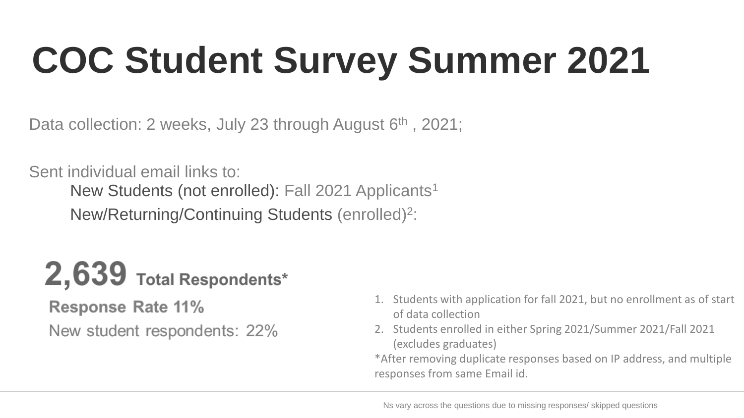# COC Student Survey Summer 2021

Data collection: 2 weeks, July 23 through August 6th , 2021;

Sent individual email links to:

- New Students (not enrolled): Fall 2021 Applicants[1]
- New/Returning/Continuing Students (enrolled)[2]:

**2,639 Total Respondents***

**Response Rate 11%**

New student respondents: 22%

1. Students with application for fall 2021, but no enrollment as of start of data collection
2. Students enrolled in either Spring 2021/Summer 2021/Fall 2021 (excludes graduates)

*After removing duplicate responses based on IP address, and multiple responses from same Email id.

Ns vary across the questions due to missing responses/ skipped questions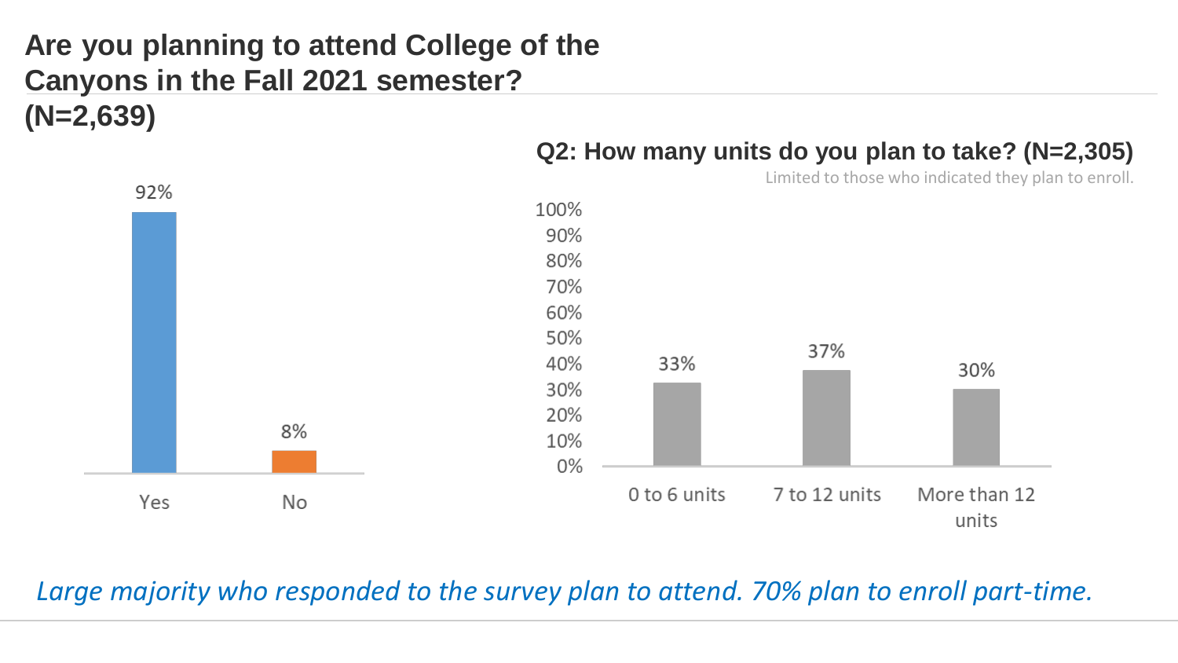## Are you planning to attend College of the Canyons in the Fall 2021 semester? (N=2,639)

| Response | Percent |
|---|---|
| Yes | 92% |
| No | 8% |

### Q2: How many units do you plan to take? (N=2,305)

Limited to those who indicated they plan to enroll.

| Units | Percent |
|---|---|
| 0 to 6 units | 33% |
| 7 to 12 units | 37% |
| More than 12 units | 30% |

*Large majority who responded to the survey plan to attend. 70% plan to enroll part-time.*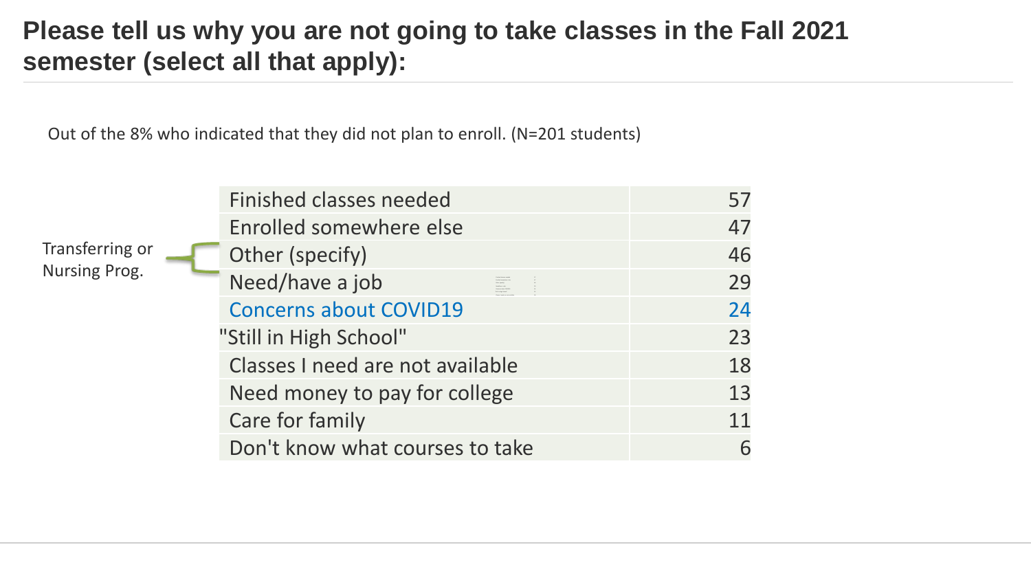## Please tell us why you are not going to take classes in the Fall 2021 semester (select all that apply):

Out of the 8% who indicated that they did not plan to enroll. (N=201 students)

| Reason | Count |
| --- | --- |
| Finished classes needed | 57 |
| Enrolled somewhere else | 47 |
| Other (specify) | 46 |
| Need/have a job | 29 |
| Concerns about COVID19 | 24 |
| "Still in High School" | 23 |
| Classes I need are not available | 18 |
| Need money to pay for college | 13 |
| Care for family | 11 |
| Don't know what courses to take | 6 |

Transferring or Nursing Prog.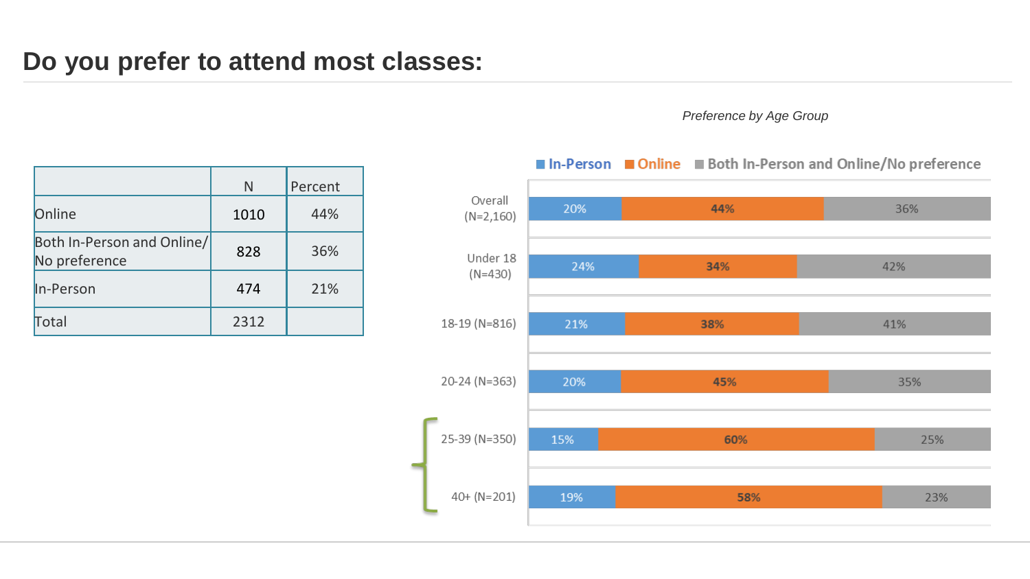# Do you prefer to attend most classes:

| | N | Percent |
|---|---|---|
| Online | 1010 | 44% |
| Both In-Person and Online/ No preference | 828 | 36% |
| In-Person | 474 | 21% |
| Total | 2312 | |

*Preference by Age Group*

| | In-Person | Online | Both In-Person and Online/No preference |
|---|---|---|---|
| Overall (N=2,160) | 20% | 44% | 36% |
| Under 18 (N=430) | 24% | 34% | 42% |
| 18-19 (N=816) | 21% | 38% | 41% |
| 20-24 (N=363) | 20% | 45% | 35% |
| 25-39 (N=350) | 15% | 60% | 25% |
| 40+ (N=201) | 19% | 58% | 23% |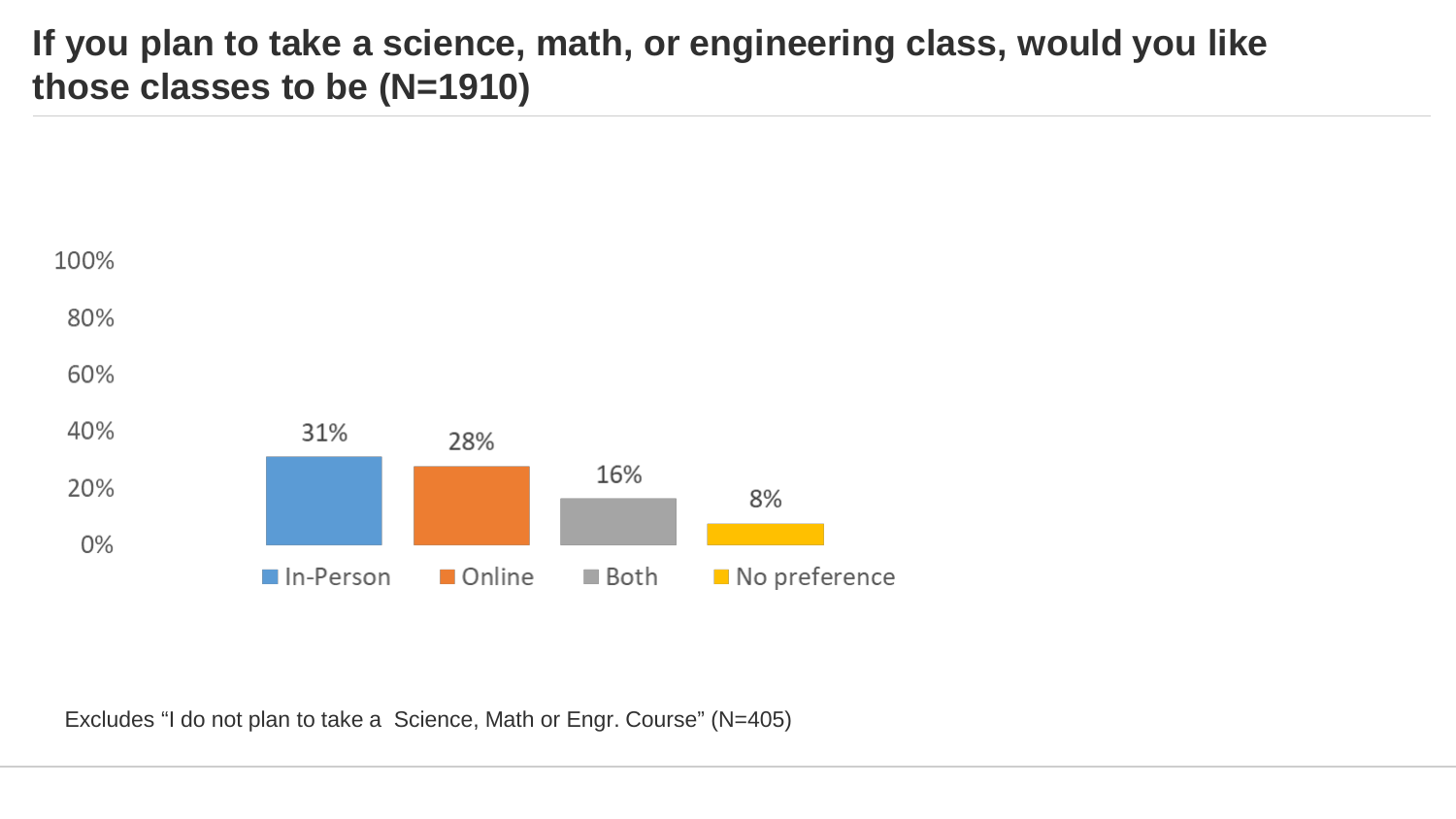# If you plan to take a science, math, or engineering class, would you like those classes to be (N=1910)

| Response | Percentage |
|---|---|
| In-Person | 31% |
| Online | 28% |
| Both | 16% |
| No preference | 8% |

Excludes “I do not plan to take a Science, Math or Engr. Course” (N=405)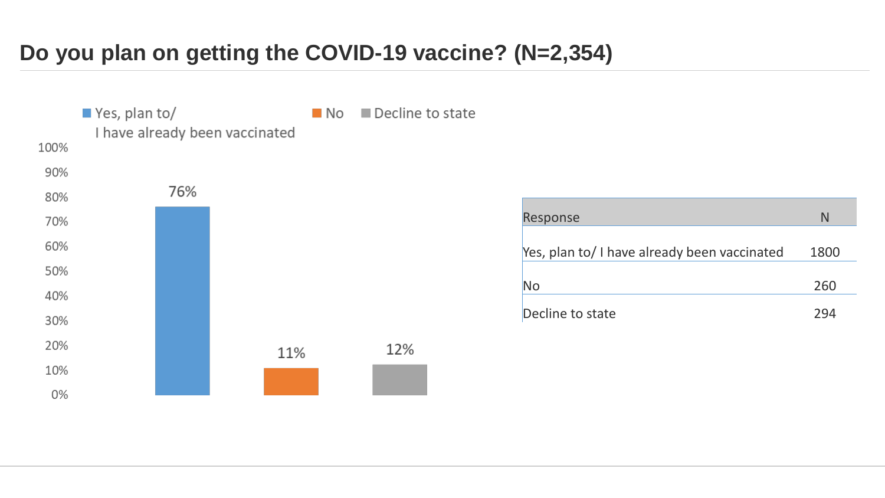## Do you plan on getting the COVID-19 vaccine? (N=2,354)

| Response | Percent |
|---|---|
| Yes, plan to/ I have already been vaccinated | 76% |
| No | 11% |
| Decline to state | 12% |

| Response | N |
|---|---|
| Yes, plan to/ I have already been vaccinated | 1800 |
| No | 260 |
| Decline to state | 294 |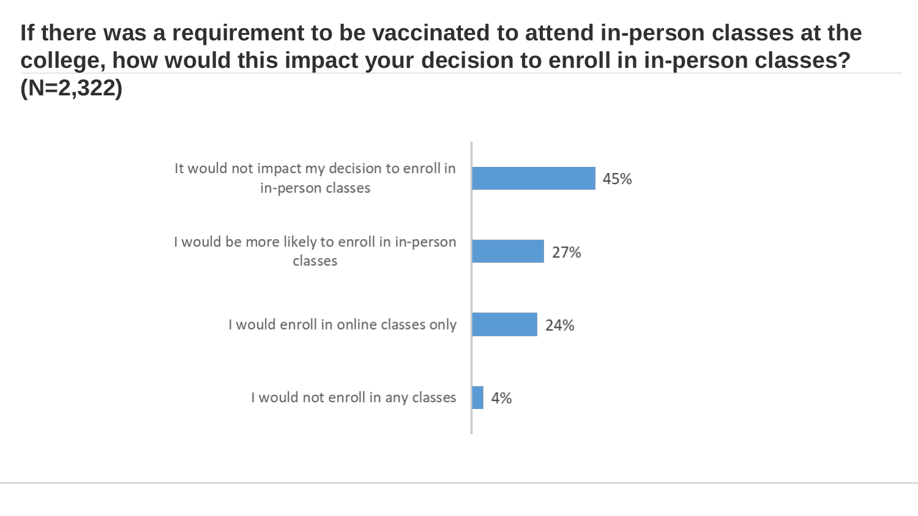## If there was a requirement to be vaccinated to attend in-person classes at the college, how would this impact your decision to enroll in in-person classes? (N=2,322)

| Response | Percent |
| --- | --- |
| It would not impact my decision to enroll in in-person classes | 45% |
| I would be more likely to enroll in in-person classes | 27% |
| I would enroll in online classes only | 24% |
| I would not enroll in any classes | 4% |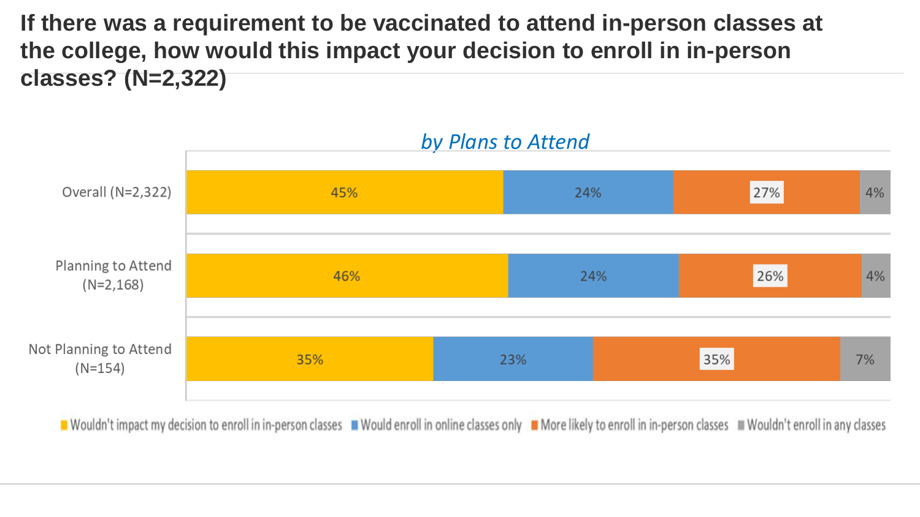# If there was a requirement to be vaccinated to attend in-person classes at the college, how would this impact your decision to enroll in in-person classes? (N=2,322)

*by Plans to Attend*

| | Wouldn't impact my decision to enroll in in-person classes | Would enroll in online classes only | More likely to enroll in in-person classes | Wouldn't enroll in any classes |
|---|---|---|---|---|
| Overall (N=2,322) | 45% | 24% | 27% | 4% |
| Planning to Attend (N=2,168) | 46% | 24% | 26% | 4% |
| Not Planning to Attend (N=154) | 35% | 23% | 35% | 7% |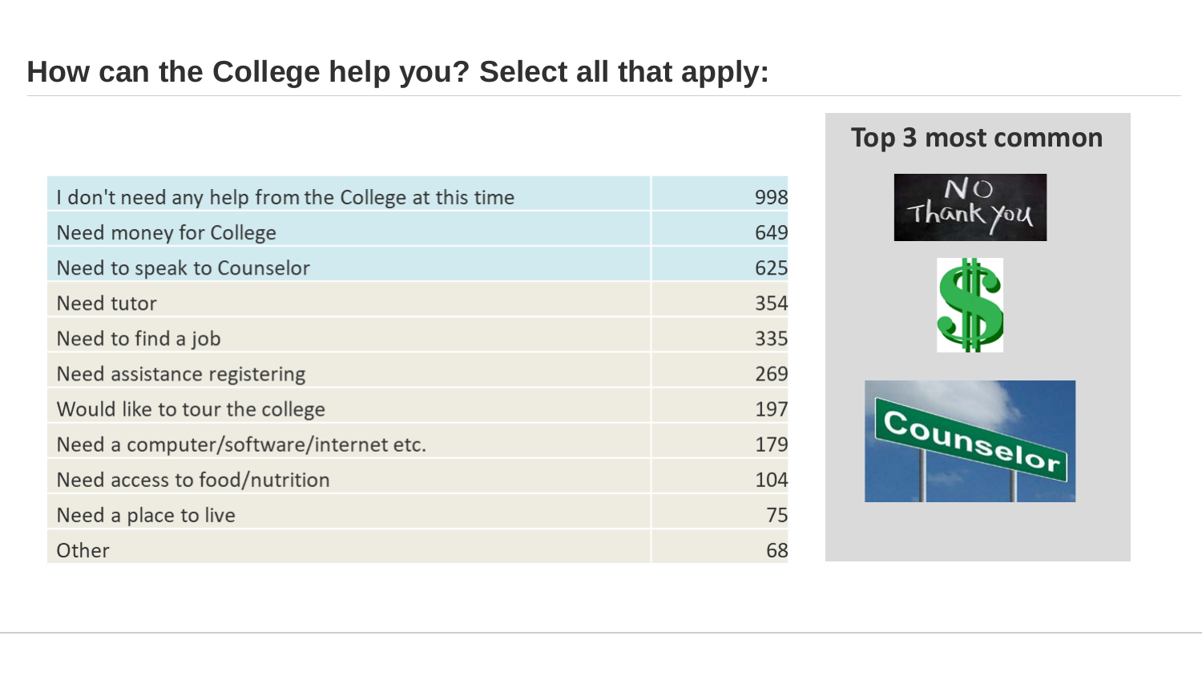## How can the College help you? Select all that apply:

| | |
|---|---|
| I don't need any help from the College at this time | 998 |
| Need money for College | 649 |
| Need to speak to Counselor | 625 |
| Need tutor | 354 |
| Need to find a job | 335 |
| Need assistance registering | 269 |
| Would like to tour the college | 197 |
| Need a computer/software/internet etc. | 179 |
| Need access to food/nutrition | 104 |
| Need a place to live | 75 |
| Other | 68 |

### Top 3 most common

NO Thank you

$

Counselor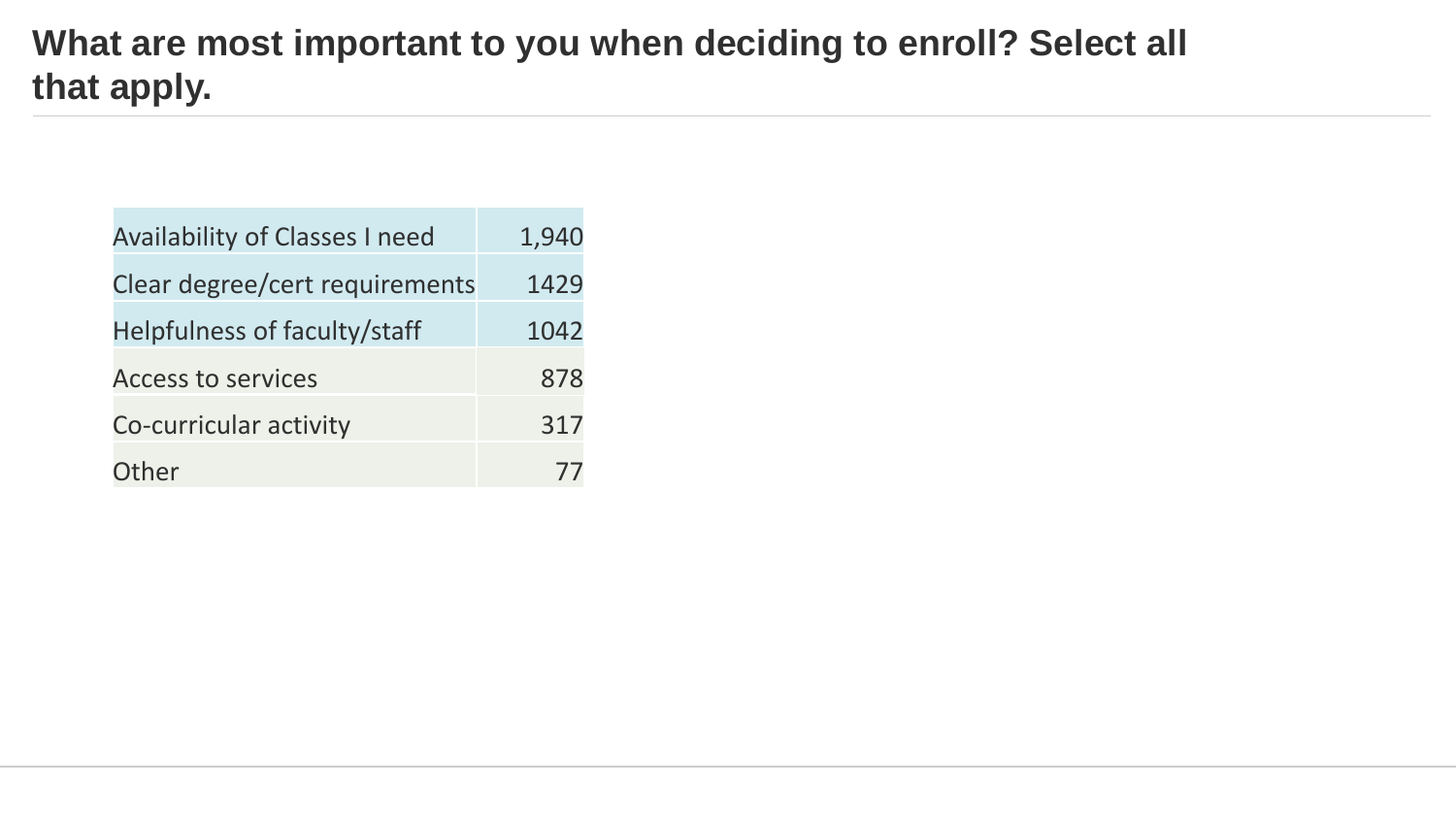# What are most important to you when deciding to enroll? Select all that apply.

| | |
|---|---|
| Availability of Classes I need | 1,940 |
| Clear degree/cert requirements | 1429 |
| Helpfulness of faculty/staff | 1042 |
| Access to services | 878 |
| Co-curricular activity | 317 |
| Other | 77 |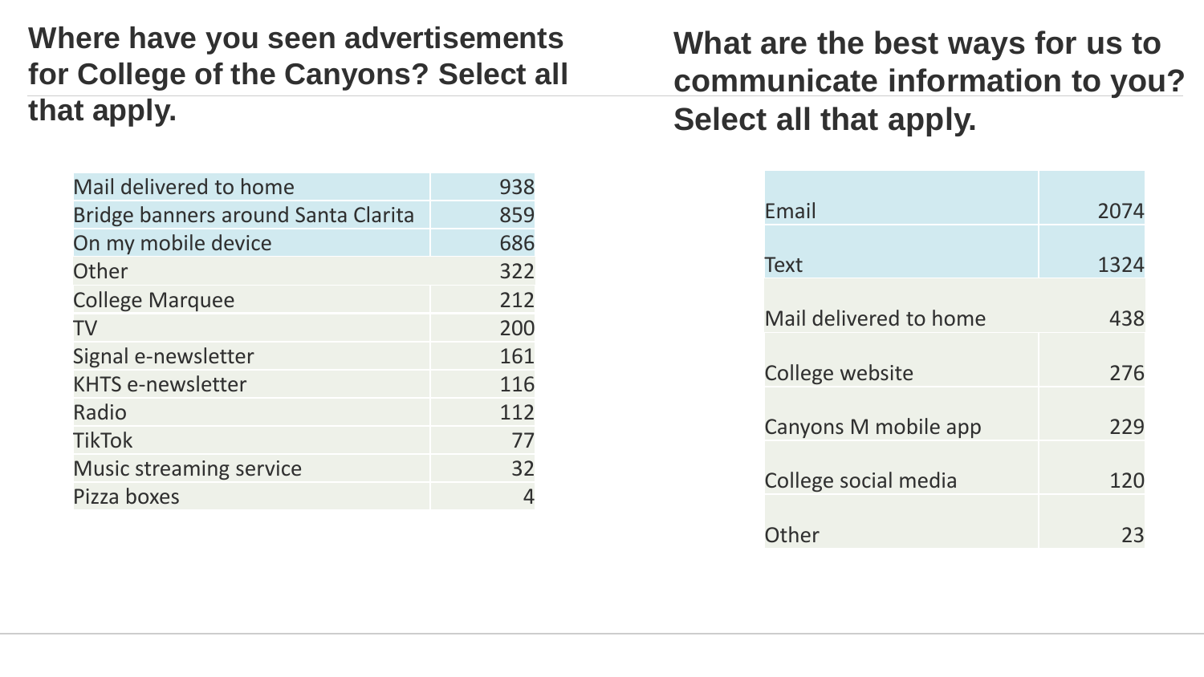## Where have you seen advertisements for College of the Canyons? Select all that apply.

| | |
|---|---|
| Mail delivered to home | 938 |
| Bridge banners around Santa Clarita | 859 |
| On my mobile device | 686 |
| Other | 322 |
| College Marquee | 212 |
| TV | 200 |
| Signal e-newsletter | 161 |
| KHTS e-newsletter | 116 |
| Radio | 112 |
| TikTok | 77 |
| Music streaming service | 32 |
| Pizza boxes | 4 |

## What are the best ways for us to communicate information to you? Select all that apply.

| | |
|---|---|
| Email | 2074 |
| Text | 1324 |
| Mail delivered to home | 438 |
| College website | 276 |
| Canyons M mobile app | 229 |
| College social media | 120 |
| Other | 23 |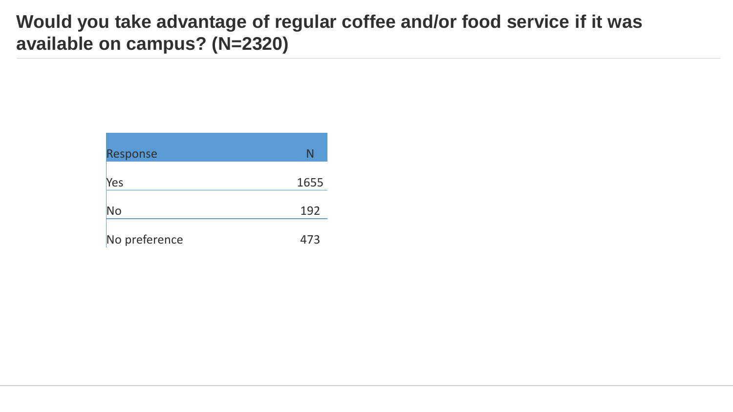# Would you take advantage of regular coffee and/or food service if it was available on campus? (N=2320)

| Response | N |
|---|---|
| Yes | 1655 |
| No | 192 |
| No preference | 473 |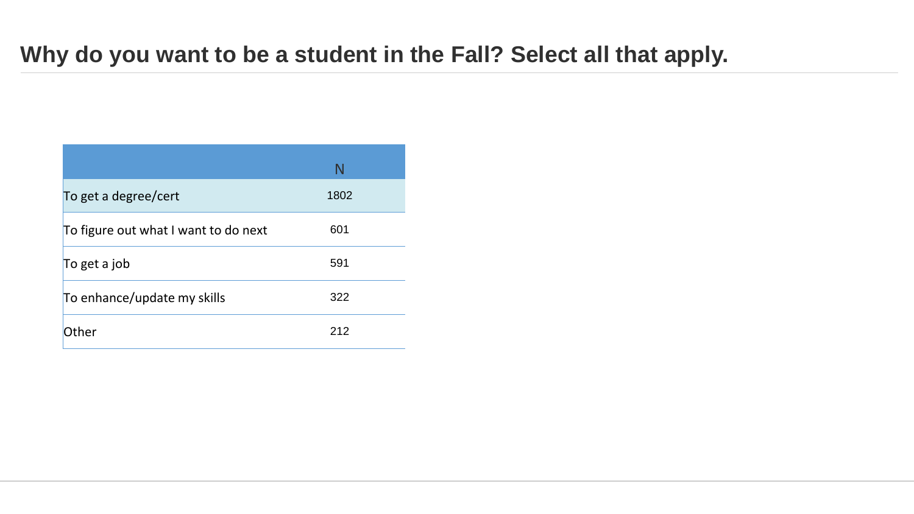# Why do you want to be a student in the Fall? Select all that apply.

| | N |
|---|---|
| To get a degree/cert | 1802 |
| To figure out what I want to do next | 601 |
| To get a job | 591 |
| To enhance/update my skills | 322 |
| Other | 212 |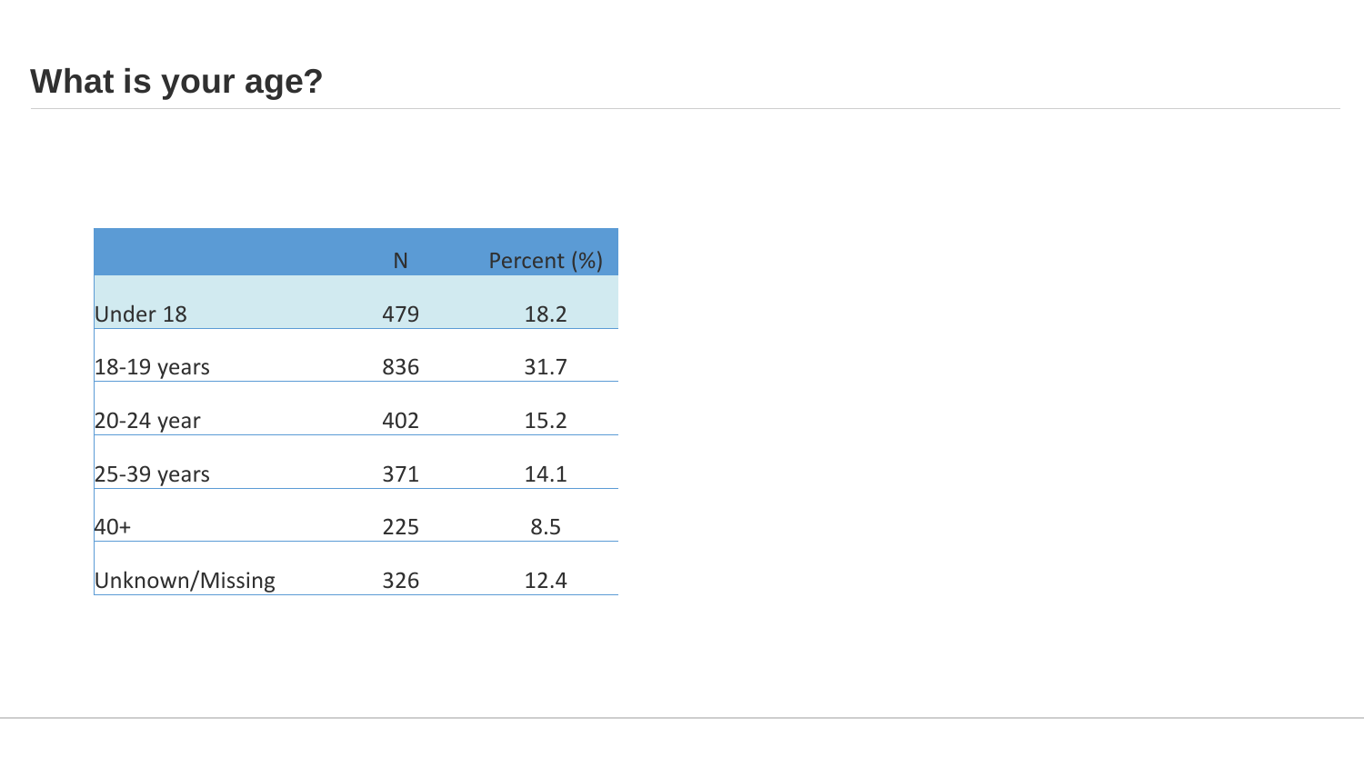# What is your age?

| | N | Percent (%) |
|---|---|---|
| Under 18 | 479 | 18.2 |
| 18-19 years | 836 | 31.7 |
| 20-24 year | 402 | 15.2 |
| 25-39 years | 371 | 14.1 |
| 40+ | 225 | 8.5 |
| Unknown/Missing | 326 | 12.4 |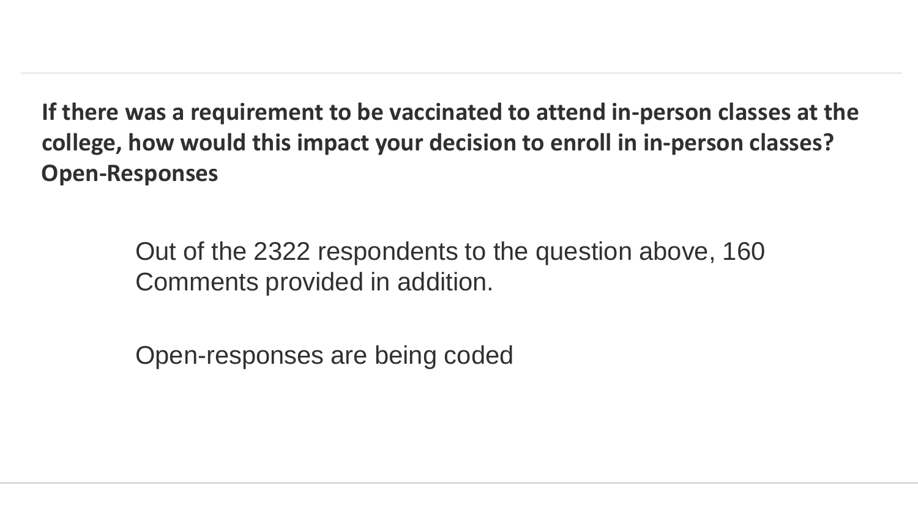**If there was a requirement to be vaccinated to attend in-person classes at the college, how would this impact your decision to enroll in in-person classes? Open-Responses**

Out of the 2322 respondents to the question above, 160 Comments provided in addition.

Open-responses are being coded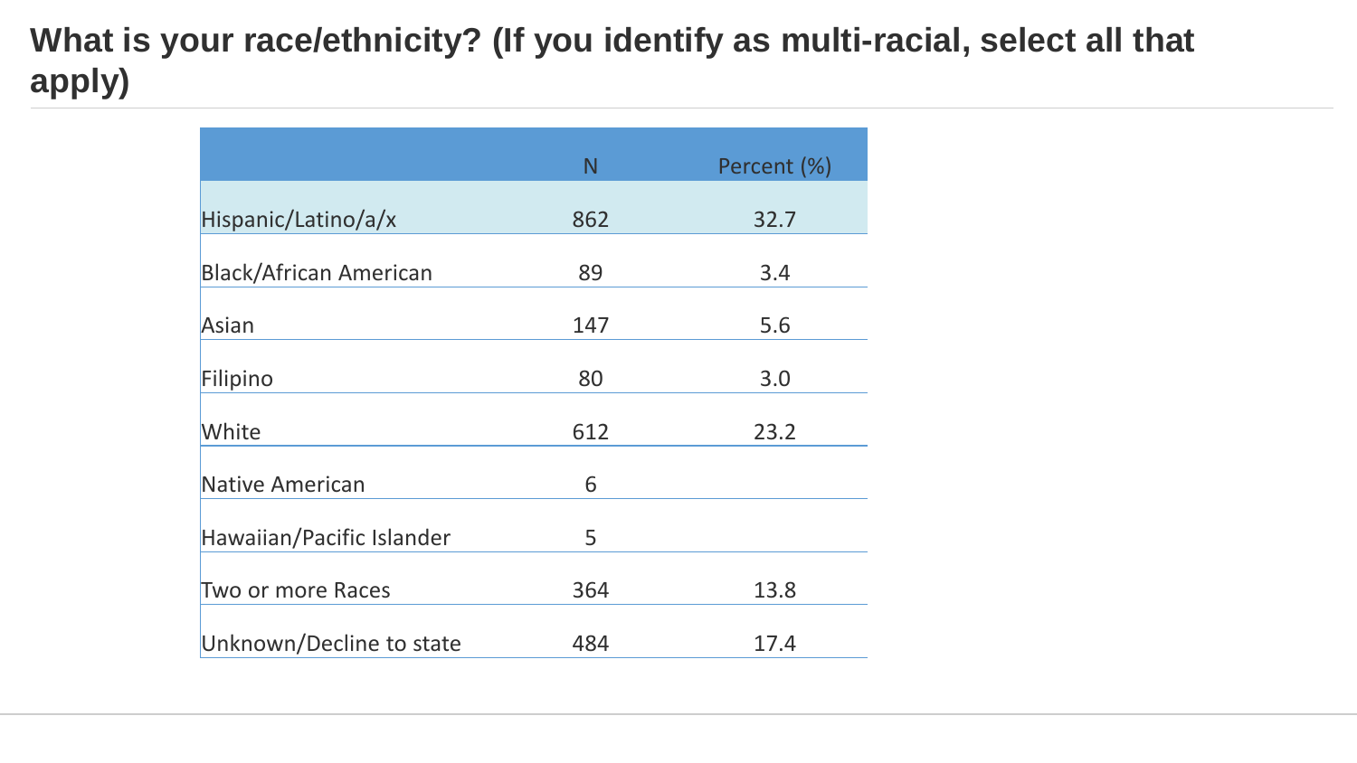# What is your race/ethnicity? (If you identify as multi-racial, select all that apply)

| | N | Percent (%) |
|---|---|---|
| Hispanic/Latino/a/x | 862 | 32.7 |
| Black/African American | 89 | 3.4 |
| Asian | 147 | 5.6 |
| Filipino | 80 | 3.0 |
| White | 612 | 23.2 |
| Native American | 6 | |
| Hawaiian/Pacific Islander | 5 | |
| Two or more Races | 364 | 13.8 |
| Unknown/Decline to state | 484 | 17.4 |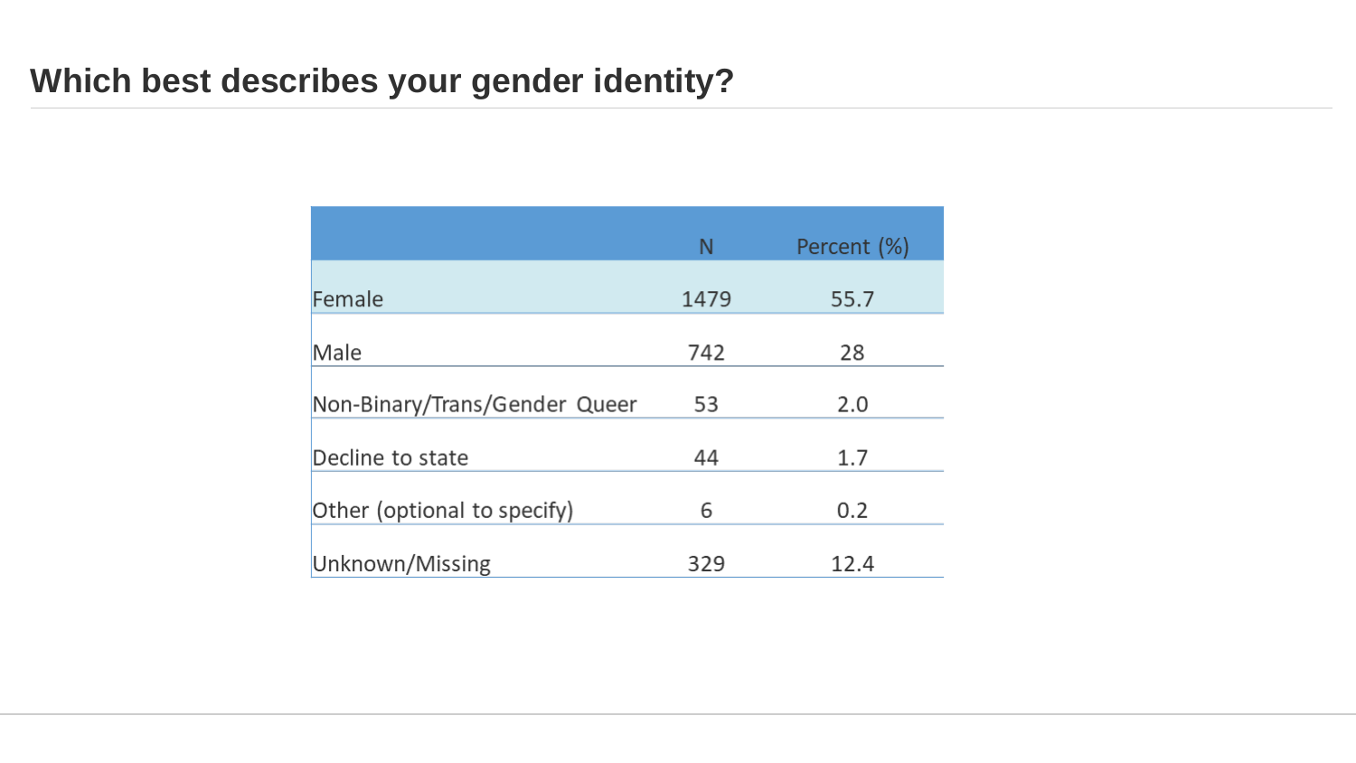## Which best describes your gender identity?

| | N | Percent (%) |
|---|---|---|
| Female | 1479 | 55.7 |
| Male | 742 | 28 |
| Non-Binary/Trans/Gender Queer | 53 | 2.0 |
| Decline to state | 44 | 1.7 |
| Other (optional to specify) | 6 | 0.2 |
| Unknown/Missing | 329 | 12.4 |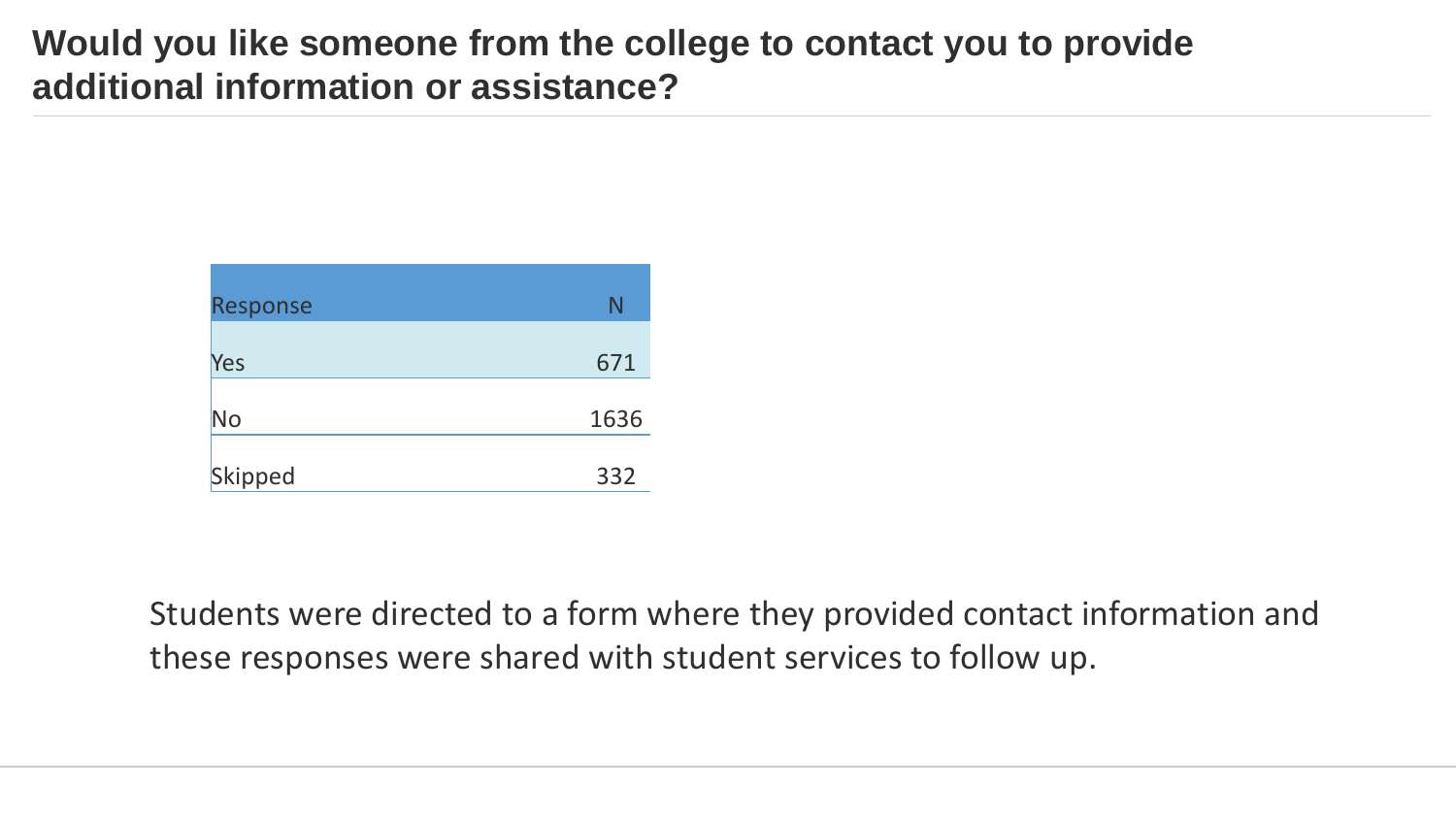## Would you like someone from the college to contact you to provide additional information or assistance?

| Response | N |
|---|---|
| Yes | 671 |
| No | 1636 |
| Skipped | 332 |

Students were directed to a form where they provided contact information and these responses were shared with student services to follow up.